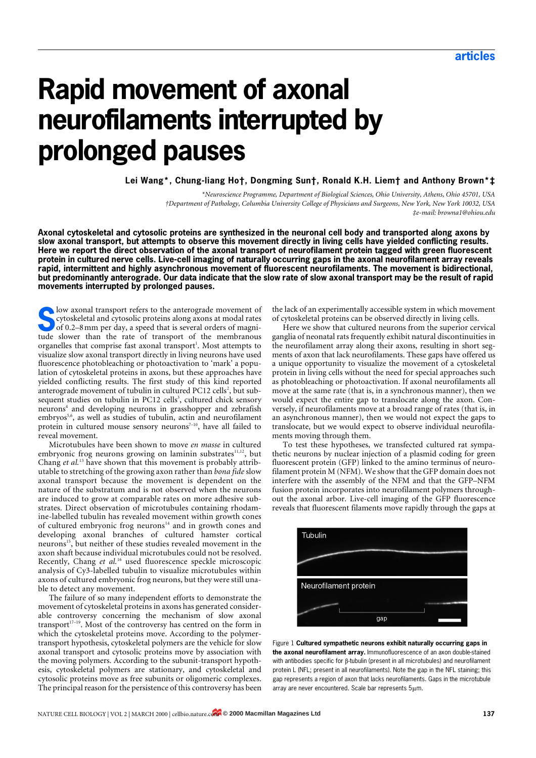# Rapid movement of axonal neurofilaments interrupted by prolonged pauses

**Lei Wang*, Chung-liang Ho†, Dongming Sun†, Ronald K.H. Liem† and Anthony Brown*‡**

*Neuroscience Programme, Department of Biological Sciences, Ohio University, Athens, Ohio 45701, USA
†Department of Pathology, Columbia University College of Physicians and Surgeons, New York, New York 10032, USA
‡e-mail: browna1@ohiou.edu

**Axonal cytoskeletal and cytosolic proteins are synthesized in the neuronal cell body and transported along axons by slow axonal transport, but attempts to observe this movement directly in living cells have yielded conflicting results. Here we report the direct observation of the axonal transport of neurofilament protein tagged with green fluorescent protein in cultured nerve cells. Live-cell imaging of naturally occurring gaps in the axonal neurofilament array reveals rapid, intermittent and highly asynchronous movement of fluorescent neurofilaments. The movement is bidirectional, but predominantly anterograde. Our data indicate that the slow rate of slow axonal transport may be the result of rapid movements interrupted by prolonged pauses.**

Slow axonal transport refers to the anterograde movement of cytoskeletal and cytosolic proteins along axons at modal rates of 0.2–8 mm per day, a speed that is several orders of magnitude slower than the rate of transport of the membranous organelles that comprise fast axonal transport[1]. Most attempts to visualize slow axonal transport directly in living neurons have used fluorescence photobleaching or photoactivation to 'mark' a population of cytoskeletal proteins in axons, but these approaches have yielded conflicting results. The first study of this kind reported anterograde movement of tubulin in cultured PC12 cells[2], but subsequent studies on tubulin in PC12 cells[3], cultured chick sensory neurons[4] and developing neurons in grasshopper and zebrafish embryos[5,6], as well as studies of tubulin, actin and neurofilament protein in cultured mouse sensory neurons[7–10], have all failed to reveal movement.

Microtubules have been shown to move *en masse* in cultured embryonic frog neurons growing on laminin substrates[11,12], but Chang *et al.*[13] have shown that this movement is probably attributable to stretching of the growing axon rather than *bona fide* slow axonal transport because the movement is dependent on the nature of the substratum and is not observed when the neurons are induced to grow at comparable rates on more adhesive substrates. Direct observation of microtubules containing rhodamine-labelled tubulin has revealed movement within growth cones of cultured embryonic frog neurons[14] and in growth cones and developing axonal branches of cultured hamster cortical neurons[15], but neither of these studies revealed movement in the axon shaft because individual microtubules could not be resolved. Recently, Chang *et al.*[16] used fluorescence speckle microscopic analysis of Cy3-labelled tubulin to visualize microtubules within axons of cultured embryonic frog neurons, but they were still unable to detect any movement.

The failure of so many independent efforts to demonstrate the movement of cytoskeletal proteins in axons has generated considerable controversy concerning the mechanism of slow axonal transport[17–19]. Most of the controversy has centred on the form in which the cytoskeletal proteins move. According to the polymer-transport hypothesis, cytoskeletal polymers are the vehicle for slow axonal transport and cytosolic proteins move by association with the moving polymers. According to the subunit-transport hypothesis, cytoskeletal polymers are stationary, and cytoskeletal and cytosolic proteins move as free subunits or oligomeric complexes. The principal reason for the persistence of this controversy has been the lack of an experimentally accessible system in which movement of cytoskeletal proteins can be observed directly in living cells.

Here we show that cultured neurons from the superior cervical ganglia of neonatal rats frequently exhibit natural discontinuities in the neurofilament array along their axons, resulting in short segments of axon that lack neurofilaments. These gaps have offered us a unique opportunity to visualize the movement of a cytoskeletal protein in living cells without the need for special approaches such as photobleaching or photoactivation. If axonal neurofilaments all move at the same rate (that is, in a synchronous manner), then we would expect the entire gap to translocate along the axon. Conversely, if neurofilaments move at a broad range of rates (that is, in an asynchronous manner), then we would not expect the gaps to translocate, but we would expect to observe individual neurofilaments moving through them.

To test these hypotheses, we transfected cultured rat sympathetic neurons by nuclear injection of a plasmid coding for green fluorescent protein (GFP) linked to the amino terminus of neurofilament protein M (NFM). We show that the GFP domain does not interfere with the assembly of the NFM and that the GFP–NFM fusion protein incorporates into neurofilament polymers throughout the axonal arbor. Live-cell imaging of the GFP fluorescence reveals that fluorescent filaments move rapidly through the gaps at

Tubulin

Neurofilament protein

gap

Figure 1 **Cultured sympathetic neurons exhibit naturally occurring gaps in the axonal neurofilament array.** Immunofluorescence of an axon double-stained with antibodies specific for β-tubulin (present in all microtubules) and neurofilament protein L (NFL; present in all neurofilaments). Note the gap in the NFL staining; this gap represents a region of axon that lacks neurofilaments. Gaps in the microtubule array are never encountered. Scale bar represents 5μm.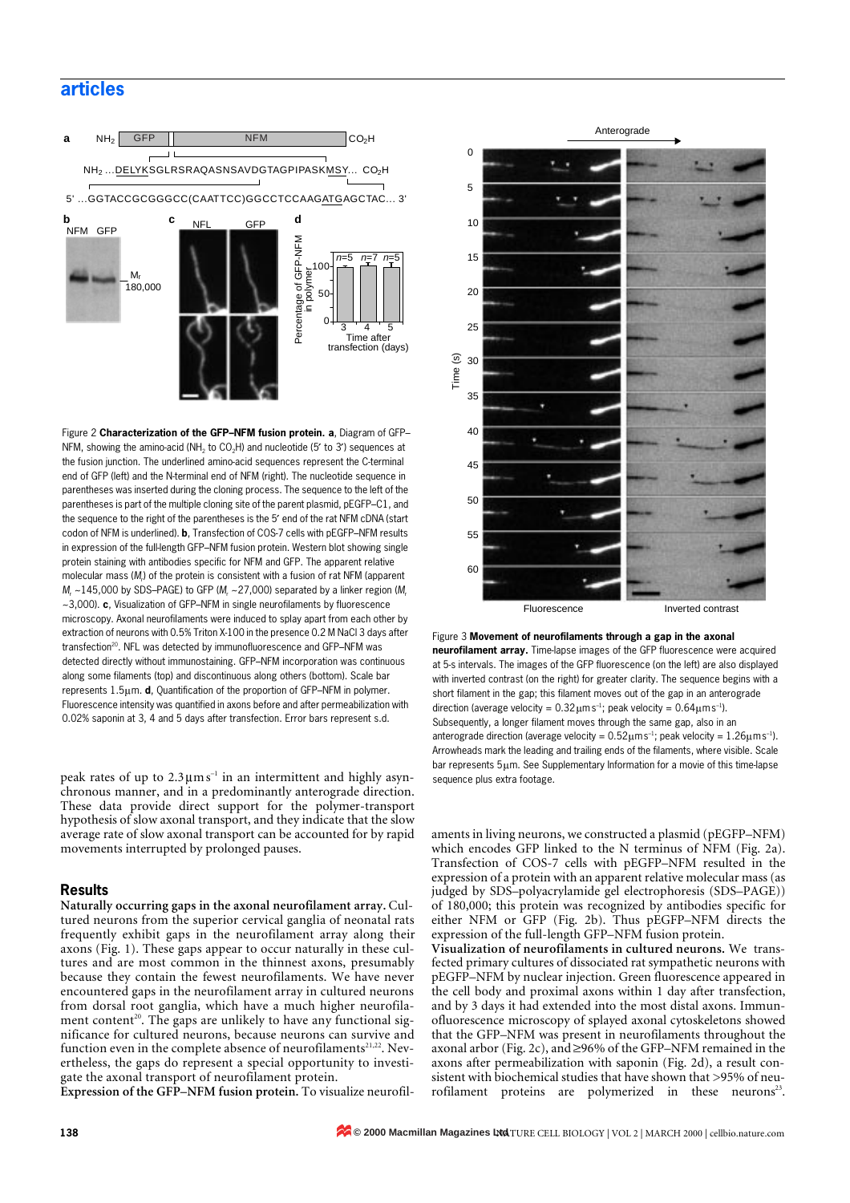Figure 2 **Characterization of the GFP–NFM fusion protein. a**, Diagram of GFP–NFM, showing the amino-acid ($NH_2$ to $CO_2H$) and nucleotide (5′ to 3′) sequences at the fusion junction. The underlined amino-acid sequences represent the C-terminal end of GFP (left) and the N-terminal end of NFM (right). The nucleotide sequence in parentheses was inserted during the cloning process. The sequence to the left of the parentheses is part of the multiple cloning site of the parent plasmid, pEGFP–C1, and the sequence to the right of the parentheses is the 5′ end of the rat NFM cDNA (start codon of NFM is underlined). **b**, Transfection of COS-7 cells with pEGFP–NFM results in expression of the full-length GFP–NFM fusion protein. Western blot showing single protein staining with antibodies specific for NFM and GFP. The apparent relative molecular mass ($M_r$) of the protein is consistent with a fusion of rat NFM (apparent $M_r$ ~145,000 by SDS–PAGE) to GFP ($M_r$ ~27,000) separated by a linker region ($M_r$ ~3,000). **c**, Visualization of GFP–NFM in single neurofilaments by fluorescence microscopy. Axonal neurofilaments were induced to splay apart from each other by extraction of neurons with 0.5% Triton X-100 in the presence 0.2 M NaCl 3 days after transfection[20]. NFL was detected by immunofluorescence and GFP–NFM was detected directly without immunostaining. GFP–NFM incorporation was continuous along some filaments (top) and discontinuous along others (bottom). Scale bar represents 1.5 μm. **d**, Quantification of the proportion of GFP–NFM in polymer. Fluorescence intensity was quantified in axons before and after permeabilization with 0.02% saponin at 3, 4 and 5 days after transfection. Error bars represent s.d.

Figure 3 **Movement of neurofilaments through a gap in the axonal neurofilament array.** Time-lapse images of the GFP fluorescence were acquired at 5-s intervals. The images of the GFP fluorescence (on the left) are also displayed with inverted contrast (on the right) for greater clarity. The sequence begins with a short filament in the gap; this filament moves out of the gap in an anterograde direction (average velocity = 0.32 μm $s^{-1}$; peak velocity = 0.64 μm $s^{-1}$). Subsequently, a longer filament moves through the same gap, also in an anterograde direction (average velocity = 0.52 μm $s^{-1}$; peak velocity = 1.26 μm $s^{-1}$). Arrowheads mark the leading and trailing ends of the filaments, where visible. Scale bar represents 5 μm. See Supplementary Information for a movie of this time-lapse sequence plus extra footage.

peak rates of up to 2.3 μm $s^{-1}$ in an intermittent and highly asynchronous manner, and in a predominantly anterograde direction. These data provide direct support for the polymer-transport hypothesis of slow axonal transport, and they indicate that the slow average rate of slow axonal transport can be accounted for by rapid movements interrupted by prolonged pauses.

## Results

**Naturally occurring gaps in the axonal neurofilament array.** Cultured neurons from the superior cervical ganglia of neonatal rats frequently exhibit gaps in the neurofilament array along their axons (Fig. 1). These gaps appear to occur naturally in these cultures and are most common in the thinnest axons, presumably because they contain the fewest neurofilaments. We have never encountered gaps in the neurofilament array in cultured neurons from dorsal root ganglia, which have a much higher neurofilament content[20]. The gaps are unlikely to have any functional significance for cultured neurons, because neurons can survive and function even in the complete absence of neurofilaments[21,22]. Nevertheless, the gaps do represent a special opportunity to investigate the axonal transport of neurofilament protein.

**Expression of the GFP–NFM fusion protein.** To visualize neurofilaments in living neurons, we constructed a plasmid (pEGFP–NFM) which encodes GFP linked to the N terminus of NFM (Fig. 2a). Transfection of COS-7 cells with pEGFP–NFM resulted in the expression of a protein with an apparent relative molecular mass (as judged by SDS–polyacrylamide gel electrophoresis (SDS–PAGE)) of 180,000; this protein was recognized by antibodies specific for either NFM or GFP (Fig. 2b). Thus pEGFP–NFM directs the expression of the full-length GFP–NFM fusion protein.

**Visualization of neurofilaments in cultured neurons.** We transfected primary cultures of dissociated rat sympathetic neurons with pEGFP–NFM by nuclear injection. Green fluorescence appeared in the cell body and proximal axons within 1 day after transfection, and by 3 days it had extended into the most distal axons. Immunofluorescence microscopy of splayed axonal cytoskeletons showed that the GFP–NFM was present in neurofilaments throughout the axonal arbor (Fig. 2c), and ≥96% of the GFP–NFM remained in the axons after permeabilization with saponin (Fig. 2d), a result consistent with biochemical studies that have shown that >95% of neurofilament proteins are polymerized in these neurons[23].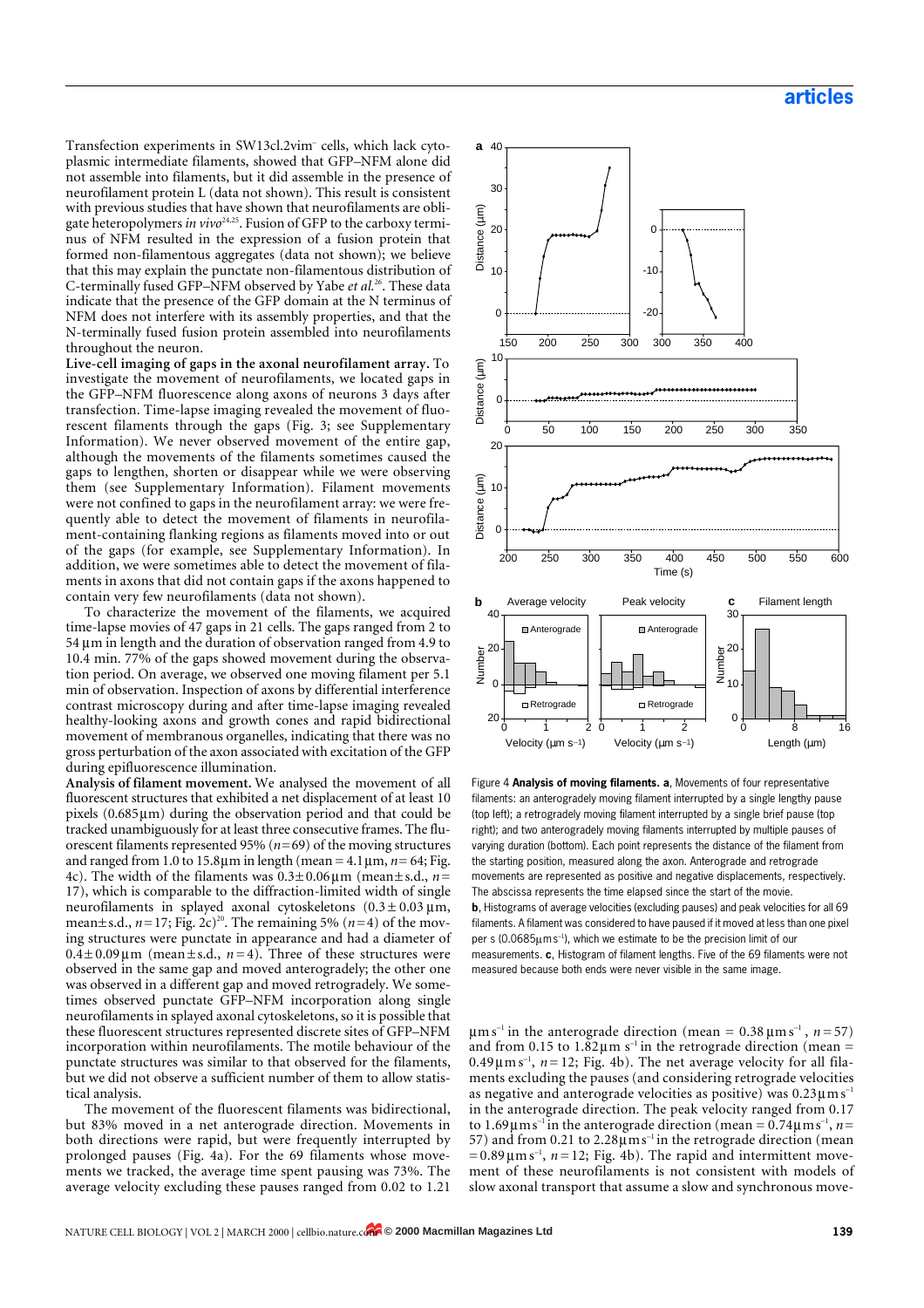Transfection experiments in SW13cl.2vim⁻ cells, which lack cytoplasmic intermediate filaments, showed that GFP–NFM alone did not assemble into filaments, but it did assemble in the presence of neurofilament protein L (data not shown). This result is consistent with previous studies that have shown that neurofilaments are obligate heteropolymers *in vivo*[24,25]. Fusion of GFP to the carboxy terminus of NFM resulted in the expression of a fusion protein that formed non-filamentous aggregates (data not shown); we believe that this may explain the punctate non-filamentous distribution of C-terminally fused GFP–NFM observed by Yabe *et al.*[26]. These data indicate that the presence of the GFP domain at the N terminus of NFM does not interfere with its assembly properties, and that the N-terminally fused fusion protein assembled into neurofilaments throughout the neuron.

**Live-cell imaging of gaps in the axonal neurofilament array.** To investigate the movement of neurofilaments, we located gaps in the GFP–NFM fluorescence along axons of neurons 3 days after transfection. Time-lapse imaging revealed the movement of fluorescent filaments through the gaps (Fig. 3; see Supplementary Information). We never observed movement of the entire gap, although the movements of the filaments sometimes caused the gaps to lengthen, shorten or disappear while we were observing them (see Supplementary Information). Filament movements were not confined to gaps in the neurofilament array: we were frequently able to detect the movement of filaments in neurofilament-containing flanking regions as filaments moved into or out of the gaps (for example, see Supplementary Information). In addition, we were sometimes able to detect the movement of filaments in axons that did not contain gaps if the axons happened to contain very few neurofilaments (data not shown).

To characterize the movement of the filaments, we acquired time-lapse movies of 47 gaps in 21 cells. The gaps ranged from 2 to 54 µm in length and the duration of observation ranged from 4.9 to 10.4 min. 77% of the gaps showed movement during the observation period. On average, we observed one moving filament per 5.1 min of observation. Inspection of axons by differential interference contrast microscopy during and after time-lapse imaging revealed healthy-looking axons and growth cones and rapid bidirectional movement of membranous organelles, indicating that there was no gross perturbation of the axon associated with excitation of the GFP during epifluorescence illumination.

**Analysis of filament movement.** We analysed the movement of all fluorescent structures that exhibited a net displacement of at least 10 pixels (0.685 µm) during the observation period and that could be tracked unambiguously for at least three consecutive frames. The fluorescent filaments represented 95% ($n$=69) of the moving structures and ranged from 1.0 to 15.8 µm in length (mean = 4.1 µm, $n$= 64; Fig. 4c). The width of the filaments was 0.3 ± 0.06 µm (mean ± s.d., $n$= 17), which is comparable to the diffraction-limited width of single neurofilaments in splayed axonal cytoskeletons (0.3 ± 0.03 µm, mean ± s.d., $n$=17; Fig. 2c)[20]. The remaining 5% ($n$=4) of the moving structures were punctate in appearance and had a diameter of 0.4 ± 0.09 µm (mean ± s.d., $n$=4). Three of these structures were observed in the same gap and moved anterogradely; the other one was observed in a different gap and moved retrogradely. We sometimes observed punctate GFP–NFM incorporation along single neurofilaments in splayed axonal cytoskeletons, so it is possible that these fluorescent structures represented discrete sites of GFP–NFM incorporation within neurofilaments. The motile behaviour of the punctate structures was similar to that observed for the filaments, but we did not observe a sufficient number of them to allow statistical analysis.

The movement of the fluorescent filaments was bidirectional, but 83% moved in a net anterograde direction. Movements in both directions were rapid, but were frequently interrupted by prolonged pauses (Fig. 4a). For the 69 filaments whose movements we tracked, the average time spent pausing was 73%. The average velocity excluding these pauses ranged from 0.02 to 1.21 µm s$^{-1}$ in the anterograde direction (mean = 0.38 µm s$^{-1}$, $n$ = 57) and from 0.15 to 1.82 µm s$^{-1}$ in the retrograde direction (mean = 0.49 µm s$^{-1}$, $n$ = 12; Fig. 4b). The net average velocity for all filaments excluding the pauses (and considering retrograde velocities as negative and anterograde velocities as positive) was 0.23 µm s$^{-1}$ in the anterograde direction. The peak velocity ranged from 0.17 to 1.69 µm s$^{-1}$ in the anterograde direction (mean = 0.74 µm s$^{-1}$, $n$= 57) and from 0.21 to 2.28 µm s$^{-1}$ in the retrograde direction (mean = 0.89 µm s$^{-1}$, $n$ = 12; Fig. 4b). The rapid and intermittent movement of these neurofilaments is not consistent with models of slow axonal transport that assume a slow and synchronous move-

Figure 4 **Analysis of moving filaments. a**, Movements of four representative filaments: an anterogradely moving filament interrupted by a single lengthy pause (top left); a retrogradely moving filament interrupted by a single brief pause (top right); and two anterogradely moving filaments interrupted by multiple pauses of varying duration (bottom). Each point represents the distance of the filament from the starting position, measured along the axon. Anterograde and retrograde movements are represented as positive and negative displacements, respectively. The abscissa represents the time elapsed since the start of the movie. **b**, Histograms of average velocities (excluding pauses) and peak velocities for all 69 filaments. A filament was considered to have paused if it moved at less than one pixel per s (0.0685 µm s$^{-1}$), which we estimate to be the precision limit of our measurements. **c**, Histogram of filament lengths. Five of the 69 filaments were not measured because both ends were never visible in the same image.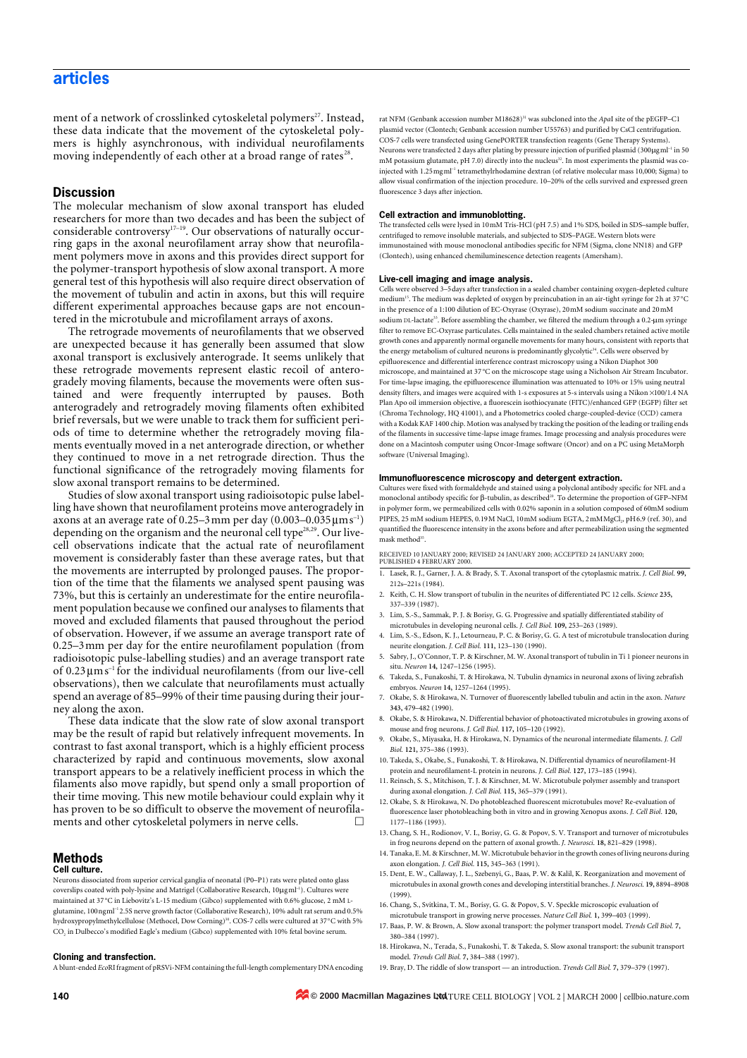ment of a network of crosslinked cytoskeletal polymers[27]. Instead, these data indicate that the movement of the cytoskeletal polymers is highly asynchronous, with individual neurofilaments moving independently of each other at a broad range of rates[28].

## Discussion

The molecular mechanism of slow axonal transport has eluded researchers for more than two decades and has been the subject of considerable controversy[17–19]. Our observations of naturally occurring gaps in the axonal neurofilament array show that neurofilament polymers move in axons and this provides direct support for the polymer-transport hypothesis of slow axonal transport. A more general test of this hypothesis will also require direct observation of the movement of tubulin and actin in axons, but this will require different experimental approaches because gaps are not encountered in the microtubule and microfilament arrays of axons.

The retrograde movements of neurofilaments that we observed are unexpected because it has generally been assumed that slow axonal transport is exclusively anterograde. It seems unlikely that these retrograde movements represent elastic recoil of anterogradely moving filaments, because the movements were often sustained and were frequently interrupted by pauses. Both anterogradely and retrogradely moving filaments often exhibited brief reversals, but we were unable to track them for sufficient periods of time to determine whether the retrogradely moving filaments eventually moved in a net anterograde direction, or whether they continued to move in a net retrograde direction. Thus the functional significance of the retrogradely moving filaments for slow axonal transport remains to be determined.

Studies of slow axonal transport using radioisotopic pulse labelling have shown that neurofilament proteins move anterogradely in axons at an average rate of 0.25–3 mm per day (0.003–0.035 μm $s^{-1}$) depending on the organism and the neuronal cell type[28,29]. Our live-cell observations indicate that the actual rate of neurofilament movement is considerably faster than these average rates, but that the movements are interrupted by prolonged pauses. The proportion of the time that the filaments we analysed spent pausing was 73%, but this is certainly an underestimate for the entire neurofilament population because we confined our analyses to filaments that moved and excluded filaments that paused throughout the period of observation. However, if we assume an average transport rate of 0.25–3 mm per day for the entire neurofilament population (from radioisotopic pulse-labelling studies) and an average transport rate of 0.23 μm $s^{-1}$ for the individual neurofilaments (from our live-cell observations), then we calculate that neurofilaments must actually spend an average of 85–99% of their time pausing during their journey along the axon.

These data indicate that the slow rate of slow axonal transport may be the result of rapid but relatively infrequent movements. In contrast to fast axonal transport, which is a highly efficient process characterized by rapid and continuous movements, slow axonal transport appears to be a relatively inefficient process in which the filaments also move rapidly, but spend only a small proportion of their time moving. This new motile behaviour could explain why it has proven to be so difficult to observe the movement of neurofilaments and other cytoskeletal polymers in nerve cells. □

## Methods

### Cell culture.

Neurons dissociated from superior cervical ganglia of neonatal (P0–P1) rats were plated onto glass coverslips coated with poly-lysine and Matrigel (Collaborative Research, 10 μg $ml^{-1}$). Cultures were maintained at 37 °C in Liebovitz's L-15 medium (Gibco) supplemented with 0.6% glucose, 2 mM L-glutamine, 100 ng $ml^{-1}$ 2.5S nerve growth factor (Collaborative Research), 10% adult rat serum and 0.5% hydroxypropylmethylcellulose (Methocel, Dow Corning)[30]. COS-7 cells were cultured at 37 °C with 5% $CO_2$ in Dulbecco's modified Eagle's medium (Gibco) supplemented with 10% fetal bovine serum.

### Cloning and transfection.

A blunt-ended *Eco*RI fragment of pRSVi-NFM containing the full-length complementary DNA encoding rat NFM (Genbank accession number M18628)[31] was subcloned into the *Apa*I site of the pEGFP–C1 plasmid vector (Clontech; Genbank accession number U55763) and purified by CsCl centrifugation. COS-7 cells were transfected using GenePORTER transfection reagents (Gene Therapy Systems). Neurons were transfected 2 days after plating by pressure injection of purified plasmid (300 μg $ml^{-1}$ in 50 mM potassium glutamate, pH 7.0) directly into the nucleus[32]. In most experiments the plasmid was co-injected with 1.25 mg $ml^{-1}$ tetramethylrhodamine dextran (of relative molecular mass 10,000; Sigma) to allow visual confirmation of the injection procedure. 10–20% of the cells survived and expressed green fluorescence 3 days after injection.

### Cell extraction and immunoblotting.

The transfected cells were lysed in 10 mM Tris-HCl (pH 7.5) and 1% SDS, boiled in SDS–sample buffer, centrifuged to remove insoluble materials, and subjected to SDS–PAGE. Western blots were immunostained with mouse monoclonal antibodies specific for NFM (Sigma, clone NN18) and GFP (Clontech), using enhanced chemiluminescence detection reagents (Amersham).

### Live-cell imaging and image analysis.

Cells were observed 3–5 days after transfection in a sealed chamber containing oxygen-depleted culture medium[15]. The medium was depleted of oxygen by preincubation in an air-tight syringe for 2 h at 37 °C in the presence of a 1:100 dilution of EC-Oxyrase (Oxyrase), 20 mM sodium succinate and 20 mM sodium DL-lactate[33]. Before assembling the chamber, we filtered the medium through a 0.2-μm syringe filter to remove EC-Oxyrase particulates. Cells maintained in the sealed chambers retained active motile growth cones and apparently normal organelle movements for many hours, consistent with reports that the energy metabolism of cultured neurons is predominantly glycolytic[34]. Cells were observed by epifluorescence and differential interference contrast microscopy using a Nikon Diaphot 300 microscope, and maintained at 37 °C on the microscope stage using a Nicholson Air Stream Incubator. For time-lapse imaging, the epifluorescence illumination was attenuated to 10% or 15% using neutral density filters, and images were acquired with 1-s exposures at 5-s intervals using a Nikon ×100/1.4 NA Plan Apo oil immersion objective, a fluorescein isothiocyanate (FITC)/enhanced GFP (EGFP) filter set (Chroma Technology, HQ 41001), and a Photometrics cooled charge-coupled-device (CCD) camera with a Kodak KAF 1400 chip. Motion was analysed by tracking the position of the leading or trailing ends of the filaments in successive time-lapse image frames. Image processing and analysis procedures were done on a Macintosh computer using Oncor-Image software (Oncor) and on a PC using MetaMorph software (Universal Imaging).

### Immunofluorescence microscopy and detergent extraction.

Cultures were fixed with formaldehyde and stained using a polyclonal antibody specific for NFL and a monoclonal antibody specific for β-tubulin, as described[28]. To determine the proportion of GFP–NFM in polymer form, we permeabilized cells with 0.02% saponin in a solution composed of 60 mM sodium PIPES, 25 mM sodium HEPES, 0.19 M NaCl, 10 mM sodium EGTA, 2 mM $MgCl_2$, pH 6.9 (ref. 30), and quantified the fluorescence intensity in the axons before and after permeabilization using the segmented mask method[35].

RECEIVED 10 JANUARY 2000; REVISED 24 JANUARY 2000; ACCEPTED 24 JANUARY 2000; PUBLISHED 4 FEBRUARY 2000.

1. Lasek, R. J., Garner, J. A. & Brady, S. T. Axonal transport of the cytoplasmic matrix. *J. Cell Biol.* **99**, 212s–221s (1984).
2. Keith, C. H. Slow transport of tubulin in the neurites of differentiated PC 12 cells. *Science* **235**, 337–339 (1987).
3. Lim, S.-S., Sammak, P. J. & Borisy, G. G. Progressive and spatially differentiated stability of microtubules in developing neuronal cells. *J. Cell Biol.* **109**, 253–263 (1989).
4. Lim, S.-S., Edson, K. J., Letourneau, P. C. & Borisy, G. G. A test of microtubule translocation during neurite elongation. *J. Cell Biol.* **111**, 123–130 (1990).
5. Sabry, J., O'Connor, T. P. & Kirschner, M. W. Axonal transport of tubulin in Ti 1 pioneer neurons in situ. *Neuron* **14**, 1247–1256 (1995).
6. Takeda, S., Funakoshi, T. & Hirokawa, N. Tubulin dynamics in neuronal axons of living zebrafish embryos. *Neuron* **14**, 1257–1264 (1995).
7. Okabe, S. & Hirokawa, N. Turnover of fluorescently labelled tubulin and actin in the axon. *Nature* **343**, 479–482 (1990).
8. Okabe, S. & Hirokawa, N. Differential behavior of photoactivated microtubules in growing axons of mouse and frog neurons. *J. Cell Biol.* **117**, 105–120 (1992).
9. Okabe, S., Miyasaka, H. & Hirokawa, N. Dynamics of the neuronal intermediate filaments. *J. Cell Biol.* **121**, 375–386 (1993).
10. Takeda, S., Okabe, S., Funakoshi, T. & Hirokawa, N. Differential dynamics of neurofilament-H protein and neurofilament-L protein in neurons. *J. Cell Biol.* **127**, 173–185 (1994).
11. Reinsch, S. S., Mitchison, T. J. & Kirschner, M. W. Microtubule polymer assembly and transport during axonal elongation. *J. Cell Biol.* **115**, 365–379 (1991).
12. Okabe, S. & Hirokawa, N. Do photobleached fluorescent microtubules move? Re-evaluation of fluorescence laser photobleaching both in vitro and in growing Xenopus axons. *J. Cell Biol.* **120**, 1177–1186 (1993).
13. Chang, S. H., Rodionov, V. I., Borisy, G. G. & Popov, S. V. Transport and turnover of microtubules in frog neurons depend on the pattern of axonal growth. *J. Neurosci.* **18**, 821–829 (1998).
14. Tanaka, E. M. & Kirschner, M. W. Microtubule behavior in the growth cones of living neurons during axon elongation. *J. Cell Biol.* **115**, 345–363 (1991).
15. Dent, E. W., Callaway, J. L., Szebenyi, G., Baas, P. W. & Kalil, K. Reorganization and movement of microtubules in axonal growth cones and developing interstitial branches. *J. Neurosci.* **19**, 8894–8908 (1999).
16. Chang, S., Svitkina, T. M., Borisy, G. G. & Popov, S. V. Speckle microscopic evaluation of microtubule transport in growing nerve processes. *Nature Cell Biol.* **1**, 399–403 (1999).
17. Baas, P. W. & Brown, A. Slow axonal transport: the polymer transport model. *Trends Cell Biol.* **7**, 380–384 (1997).
18. Hirokawa, N., Terada, S., Funakoshi, T. & Takeda, S. Slow axonal transport: the subunit transport model. *Trends Cell Biol.* **7**, 384–388 (1997).
19. Bray, D. The riddle of slow transport — an introduction. *Trends Cell Biol.* **7**, 379–379 (1997).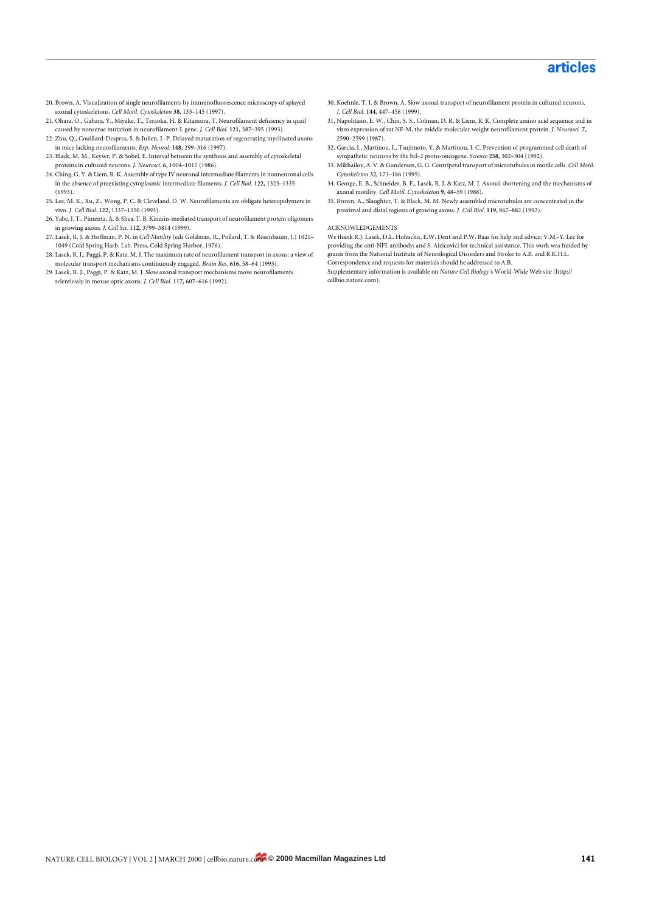20. Brown, A. Visualization of single neurofilaments by immunofluorescence microscopy of splayed axonal cytoskeletons. *Cell Motil. Cytoskeleton* **38,** 133–145 (1997).
21. Ohara, O., Gahara, Y., Miyake, T., Teraoka, H. & Kitamura, T. Neurofilament deficiency in quail caused by nonsense mutation in neurofilament-L gene. *J. Cell Biol.* **121,** 387–395 (1993).
22. Zhu, Q., Couillard-Despres, S. & Julien, J.-P. Delayed maturation of regenerating myelinated axons in mice lacking neurofilaments. *Exp. Neurol.* **148,** 299–316 (1997).
23. Black, M. M., Keyser, P. & Sobel, E. Interval between the synthesis and assembly of cytoskeletal proteins in cultured neurons. *J. Neurosci.* **6,** 1004–1012 (1986).
24. Ching, G. Y. & Liem, R. K. Assembly of type IV neuronal intermediate filaments in nonneuronal cells in the absence of preexisting cytoplasmic intermediate filaments. *J. Cell Biol.* **122,** 1323–1335 (1993).
25. Lee, M. K., Xu, Z., Wong, P. C. & Cleveland, D. W. Neurofilaments are obligate heteropolymers in vivo. *J. Cell Biol.* **122,** 1337–1350 (1993).
26. Yabe, J. T., Pimenta, A. & Shea, T. B. Kinesin-mediated transport of neurofilament protein oligomers in growing axons. *J. Cell Sci.* **112,** 3799–3814 (1999).
27. Lasek, R. J. & Hoffman, P. N. in *Cell Motility* (eds Goldman, R., Pollard, T. & Rosenbaum, J.) 1021–1049 (Cold Spring Harb. Lab. Press, Cold Spring Harbor, 1976).
28. Lasek, R. J., Paggi, P. & Katz, M. J. The maximum rate of neurofilament transport in axons: a view of molecular transport mechanisms continuously engaged. *Brain Res.* **616,** 58–64 (1993).
29. Lasek, R. J., Paggi, P. & Katz, M. J. Slow axonal transport mechanisms move neurofilaments relentlessly in mouse optic axons. *J. Cell Biol.* **117,** 607–616 (1992).
30. Koehnle, T. J. & Brown, A. Slow axonal transport of neurofilament protein in cultured neurons. *J. Cell Biol.* **144,** 447–458 (1999).
31. Napolitano, E. W., Chin, S. S., Colman, D. R. & Liem, R. K. Complete amino acid sequence and in vitro expression of rat NF-M, the middle molecular weight neurofilament protein. *J. Neurosci.* **7,** 2590–2599 (1987).
32. Garcia, I., Martinou, I., Tsujimoto, Y. & Martinou, J. C. Prevention of programmed cell death of sympathetic neurons by the bcl-2 proto-oncogene. *Science* **258,** 302–304 (1992).
33. Mikhailov, A. V. & Gundersen, G. G. Centripetal transport of microtubules in motile cells. *Cell Motil. Cytoskeleton* **32,** 173–186 (1995).
34. George, E. B., Schneider, B. F., Lasek, R. J. & Katz, M. J. Axonal shortening and the mechanisms of axonal motility. *Cell Motil. Cytoskeleton* **9,** 48–59 (1988).
35. Brown, A., Slaughter, T. & Black, M. M. Newly assembled microtubules are concentrated in the proximal and distal regions of growing axons. *J. Cell Biol.* **119,** 867–882 (1992).

ACKNOWLEDGEMENTS

We thank R.J. Lasek, D.L. Holzschu, E.W. Dent and P.W. Baas for help and advice; V.M.-Y. Lee for providing the anti-NFL antibody; and S. Aizicovici for technical assistance. This work was funded by grants from the National Institute of Neurological Disorders and Stroke to A.B. and R.K.H.L.
Correspondence and requests for materials should be addressed to A.B.
Supplementary information is available on *Nature Cell Biology*'s World-Wide Web site (http://cellbio.nature.com).